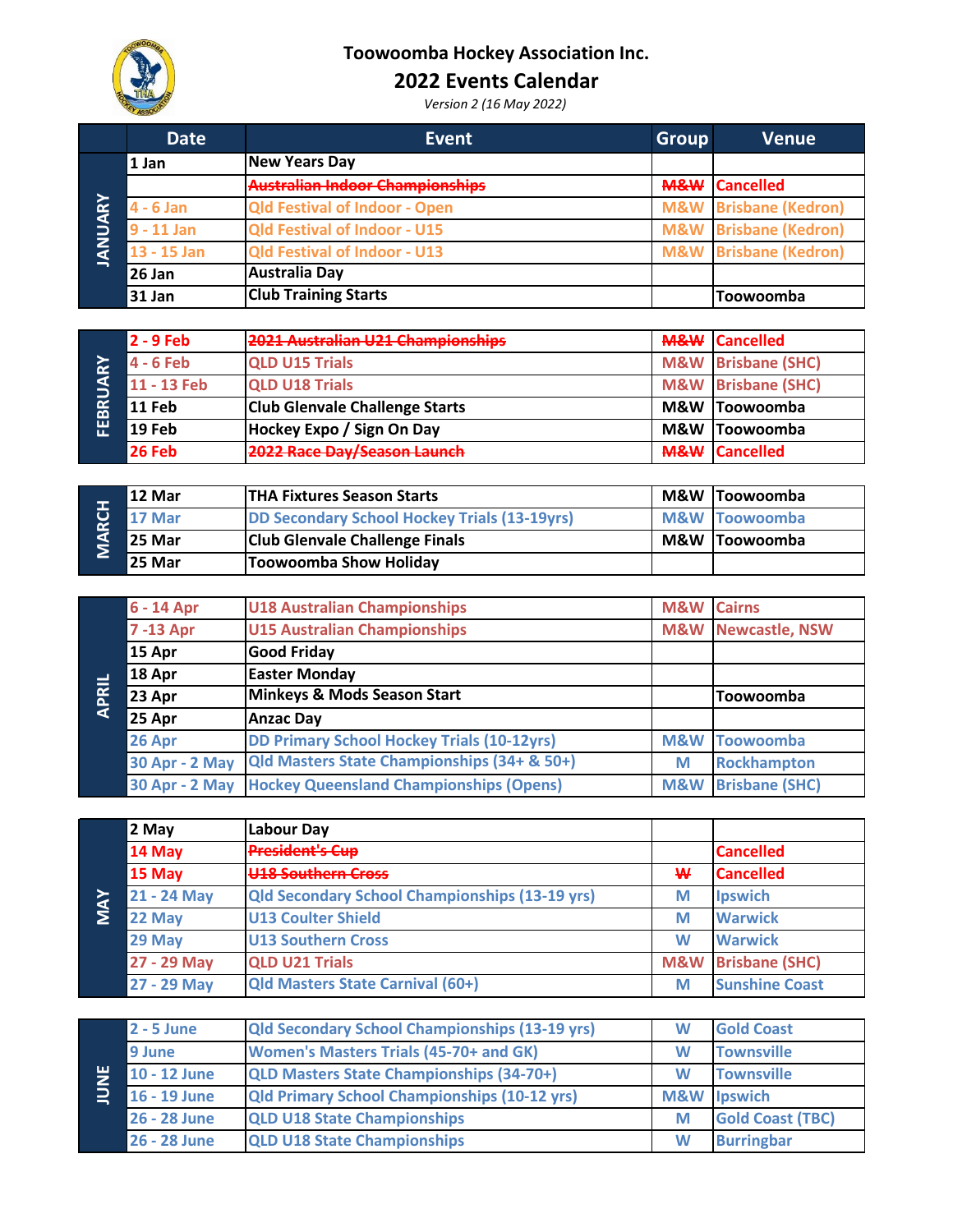# Toowoomba Hockey Association Inc.

## 2022 Events Calendar

*Version 2 (16 May 2022)*

| | Date | Event | Group | Venue |
|---|---|---|---|---|
| JANUARY | 1 Jan | New Years Day | | |
| | | ~~Australian Indoor Championships~~ | ~~M&W~~ | Cancelled |
| | 4 - 6 Jan | Qld Festival of Indoor - Open | M&W | Brisbane (Kedron) |
| | 9 - 11 Jan | Qld Festival of Indoor - U15 | M&W | Brisbane (Kedron) |
| | 13 - 15 Jan | Qld Festival of Indoor - U13 | M&W | Brisbane (Kedron) |
| | 26 Jan | Australia Day | | |
| | 31 Jan | Club Training Starts | | Toowoomba |
| FEBRUARY | 2 - 9 Feb | ~~2021 Australian U21 Championships~~ | ~~M&W~~ | Cancelled |
| | 4 - 6 Feb | QLD U15 Trials | M&W | Brisbane (SHC) |
| | 11 - 13 Feb | QLD U18 Trials | M&W | Brisbane (SHC) |
| | 11 Feb | Club Glenvale Challenge Starts | M&W | Toowoomba |
| | 19 Feb | Hockey Expo / Sign On Day | M&W | Toowoomba |
| | 26 Feb | ~~2022 Race Day/Season Launch~~ | ~~M&W~~ | Cancelled |
| MARCH | 12 Mar | THA Fixtures Season Starts | M&W | Toowoomba |
| | 17 Mar | DD Secondary School Hockey Trials (13-19yrs) | M&W | Toowoomba |
| | 25 Mar | Club Glenvale Challenge Finals | M&W | Toowoomba |
| | 25 Mar | Toowoomba Show Holiday | | |
| APRIL | 6 - 14 Apr | U18 Australian Championships | M&W | Cairns |
| | 7 -13 Apr | U15 Australian Championships | M&W | Newcastle, NSW |
| | 15 Apr | Good Friday | | |
| | 18 Apr | Easter Monday | | |
| | 23 Apr | Minkeys & Mods Season Start | | Toowoomba |
| | 25 Apr | Anzac Day | | |
| | 26 Apr | DD Primary School Hockey Trials (10-12yrs) | M&W | Toowoomba |
| | 30 Apr - 2 May | Qld Masters State Championships (34+ & 50+) | M | Rockhampton |
| | 30 Apr - 2 May | Hockey Queensland Championships (Opens) | M&W | Brisbane (SHC) |
| MAY | 2 May | Labour Day | | |
| | 14 May | ~~President's Cup~~ | | Cancelled |
| | 15 May | ~~U18 Southern Cross~~ | ~~W~~ | Cancelled |
| | 21 - 24 May | Qld Secondary School Championships (13-19 yrs) | M | Ipswich |
| | 22 May | U13 Coulter Shield | M | Warwick |
| | 29 May | U13 Southern Cross | W | Warwick |
| | 27 - 29 May | QLD U21 Trials | M&W | Brisbane (SHC) |
| | 27 - 29 May | Qld Masters State Carnival (60+) | M | Sunshine Coast |
| JUNE | 2 - 5 June | Qld Secondary School Championships (13-19 yrs) | W | Gold Coast |
| | 9 June | Women's Masters Trials (45-70+ and GK) | W | Townsville |
| | 10 - 12 June | QLD Masters State Championships (34-70+) | W | Townsville |
| | 16 - 19 June | Qld Primary School Championships (10-12 yrs) | M&W | Ipswich |
| | 26 - 28 June | QLD U18 State Championships | M | Gold Coast (TBC) |
| | 26 - 28 June | QLD U18 State Championships | W | Burringbar |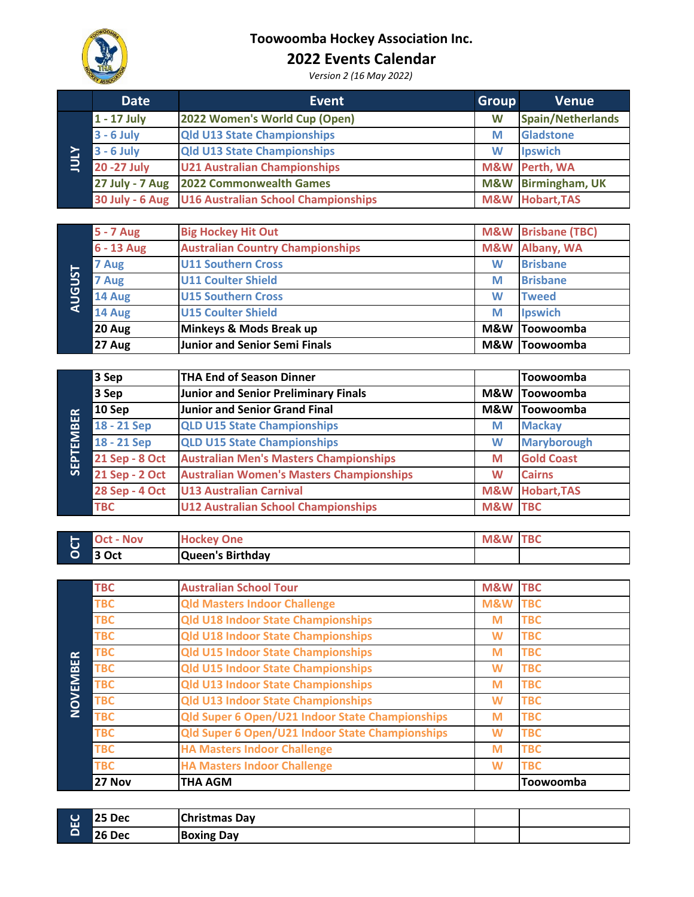**Toowoomba Hockey Association Inc.**

## 2022 Events Calendar

*Version 2 (16 May 2022)*

| | Date | Event | Group | Venue |
|---|---|---|---|---|
| JULY | 1 - 17 July | 2022 Women's World Cup (Open) | W | Spain/Netherlands |
| | 3 - 6 July | Qld U13 State Championships | M | Gladstone |
| | 3 - 6 July | Qld U13 State Championships | W | Ipswich |
| | 20 -27 July | U21 Australian Championships | M&W | Perth, WA |
| | 27 July - 7 Aug | 2022 Commonwealth Games | M&W | Birmingham, UK |
| | 30 July - 6 Aug | U16 Australian School Championships | M&W | Hobart,TAS |

| | | | | |
|---|---|---|---|---|
| AUGUST | 5 - 7 Aug | Big Hockey Hit Out | M&W | Brisbane (TBC) |
| | 6 - 13 Aug | Australian Country Championships | M&W | Albany, WA |
| | 7 Aug | U11 Southern Cross | W | Brisbane |
| | 7 Aug | U11 Coulter Shield | M | Brisbane |
| | 14 Aug | U15 Southern Cross | W | Tweed |
| | 14 Aug | U15 Coulter Shield | M | Ipswich |
| | 20 Aug | Minkeys & Mods Break up | M&W | Toowoomba |
| | 27 Aug | Junior and Senior Semi Finals | M&W | Toowoomba |

| | | | | |
|---|---|---|---|---|
| SEPTEMBER | 3 Sep | THA End of Season Dinner | | Toowoomba |
| | 3 Sep | Junior and Senior Preliminary Finals | M&W | Toowoomba |
| | 10 Sep | Junior and Senior Grand Final | M&W | Toowoomba |
| | 18 - 21 Sep | QLD U15 State Championships | M | Mackay |
| | 18 - 21 Sep | QLD U15 State Championships | W | Maryborough |
| | 21 Sep - 8 Oct | Australian Men's Masters Championships | M | Gold Coast |
| | 21 Sep - 2 Oct | Australian Women's Masters Championships | W | Cairns |
| | 28 Sep - 4 Oct | U13 Australian Carnival | M&W | Hobart,TAS |
| | TBC | U12 Australian School Championships | M&W | TBC |

| | | | | |
|---|---|---|---|---|
| OCT | Oct - Nov | Hockey One | M&W | TBC |
| | 3 Oct | Queen's Birthday | | |

| | | | | |
|---|---|---|---|---|
| NOVEMBER | TBC | Australian School Tour | M&W | TBC |
| | TBC | Qld Masters Indoor Challenge | M&W | TBC |
| | TBC | Qld U18 Indoor State Championships | M | TBC |
| | TBC | Qld U18 Indoor State Championships | W | TBC |
| | TBC | Qld U15 Indoor State Championships | M | TBC |
| | TBC | Qld U15 Indoor State Championships | W | TBC |
| | TBC | Qld U13 Indoor State Championships | M | TBC |
| | TBC | Qld U13 Indoor State Championships | W | TBC |
| | TBC | Qld Super 6 Open/U21 Indoor State Championships | M | TBC |
| | TBC | Qld Super 6 Open/U21 Indoor State Championships | W | TBC |
| | TBC | HA Masters Indoor Challenge | M | TBC |
| | TBC | HA Masters Indoor Challenge | W | TBC |
| | 27 Nov | THA AGM | | Toowoomba |

| | | | | |
|---|---|---|---|---|
| DEC | 25 Dec | Christmas Day | | |
| | 26 Dec | Boxing Day | | |